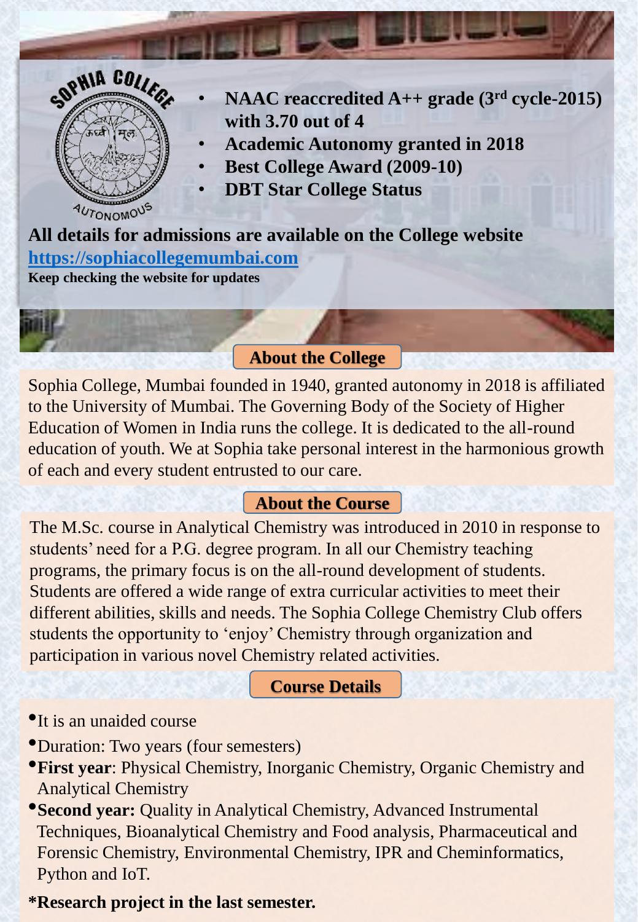- **NAAC reaccredited A++ grade (3rd cycle-2015) with 3.70 out of 4**
- **Academic Autonomy granted in 2018**
- **Best College Award (2009-10)**
- **DBT Star College Status**

**All details for admissions are available on the College website**
**[https://sophiacollegemumbai.com](https://sophiacollegemumbai.com)**
**Keep checking the website for updates**

## About the College

Sophia College, Mumbai founded in 1940, granted autonomy in 2018 is affiliated to the University of Mumbai. The Governing Body of the Society of Higher Education of Women in India runs the college. It is dedicated to the all-round education of youth. We at Sophia take personal interest in the harmonious growth of each and every student entrusted to our care.

## About the Course

The M.Sc. course in Analytical Chemistry was introduced in 2010 in response to students' need for a P.G. degree program. In all our Chemistry teaching programs, the primary focus is on the all-round development of students. Students are offered a wide range of extra curricular activities to meet their different abilities, skills and needs. The Sophia College Chemistry Club offers students the opportunity to 'enjoy' Chemistry through organization and participation in various novel Chemistry related activities.

## Course Details

- It is an unaided course
- Duration: Two years (four semesters)
- **First year**: Physical Chemistry, Inorganic Chemistry, Organic Chemistry and Analytical Chemistry
- **Second year:** Quality in Analytical Chemistry, Advanced Instrumental Techniques, Bioanalytical Chemistry and Food analysis, Pharmaceutical and Forensic Chemistry, Environmental Chemistry, IPR and Cheminformatics, Python and IoT.

***Research project in the last semester.**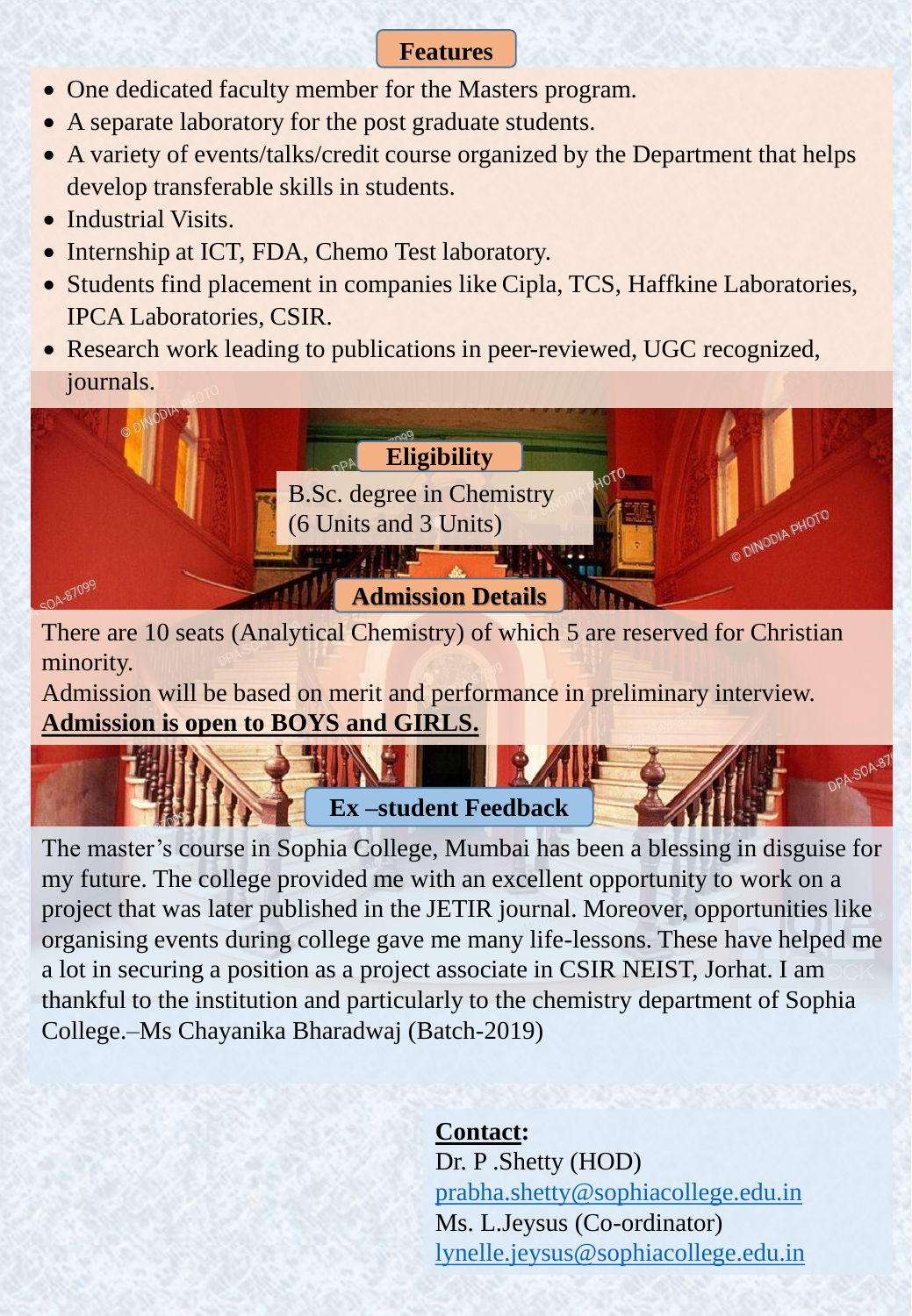## Features

- One dedicated faculty member for the Masters program.
- A separate laboratory for the post graduate students.
- A variety of events/talks/credit course organized by the Department that helps develop transferable skills in students.
- Industrial Visits.
- Internship at ICT, FDA, Chemo Test laboratory.
- Students find placement in companies like Cipla, TCS, Haffkine Laboratories, IPCA Laboratories, CSIR.
- Research work leading to publications in peer-reviewed, UGC recognized, journals.

## Eligibility

B.Sc. degree in Chemistry
(6 Units and 3 Units)

## Admission Details

There are 10 seats (Analytical Chemistry) of which 5 are reserved for Christian minority.

Admission will be based on merit and performance in preliminary interview.

**Admission is open to BOYS and GIRLS.**

## Ex –student Feedback

The master's course in Sophia College, Mumbai has been a blessing in disguise for my future. The college provided me with an excellent opportunity to work on a project that was later published in the JETIR journal. Moreover, opportunities like organising events during college gave me many life-lessons. These have helped me a lot in securing a position as a project associate in CSIR NEIST, Jorhat. I am thankful to the institution and particularly to the chemistry department of Sophia College.–Ms Chayanika Bharadwaj (Batch-2019)

**Contact:**

Dr. P .Shetty (HOD)
prabha.shetty@sophiacollege.edu.in
Ms. L.Jeysus (Co-ordinator)
lynelle.jeysus@sophiacollege.edu.in